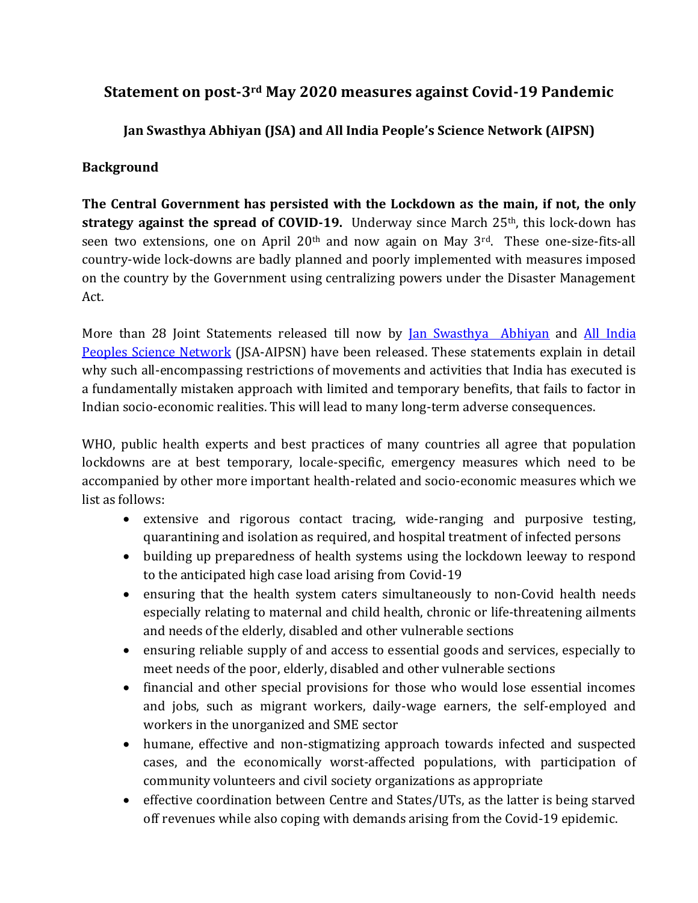# Statement on post-3rd May 2020 measures against Covid-19 Pandemic

## Jan Swasthya Abhiyan (JSA) and All India People's Science Network (AIPSN)

### Background

**The Central Government has persisted with the Lockdown as the main, if not, the only strategy against the spread of COVID-19.** Underway since March 25th, this lock-down has seen two extensions, one on April 20th and now again on May 3rd. These one-size-fits-all country-wide lock-downs are badly planned and poorly implemented with measures imposed on the country by the Government using centralizing powers under the Disaster Management Act.

More than 28 Joint Statements released till now by Jan Swasthya Abhiyan and All India Peoples Science Network (JSA-AIPSN) have been released. These statements explain in detail why such all-encompassing restrictions of movements and activities that India has executed is a fundamentally mistaken approach with limited and temporary benefits, that fails to factor in Indian socio-economic realities. This will lead to many long-term adverse consequences.

WHO, public health experts and best practices of many countries all agree that population lockdowns are at best temporary, locale-specific, emergency measures which need to be accompanied by other more important health-related and socio-economic measures which we list as follows:

- extensive and rigorous contact tracing, wide-ranging and purposive testing, quarantining and isolation as required, and hospital treatment of infected persons
- building up preparedness of health systems using the lockdown leeway to respond to the anticipated high case load arising from Covid-19
- ensuring that the health system caters simultaneously to non-Covid health needs especially relating to maternal and child health, chronic or life-threatening ailments and needs of the elderly, disabled and other vulnerable sections
- ensuring reliable supply of and access to essential goods and services, especially to meet needs of the poor, elderly, disabled and other vulnerable sections
- financial and other special provisions for those who would lose essential incomes and jobs, such as migrant workers, daily-wage earners, the self-employed and workers in the unorganized and SME sector
- humane, effective and non-stigmatizing approach towards infected and suspected cases, and the economically worst-affected populations, with participation of community volunteers and civil society organizations as appropriate
- effective coordination between Centre and States/UTs, as the latter is being starved off revenues while also coping with demands arising from the Covid-19 epidemic.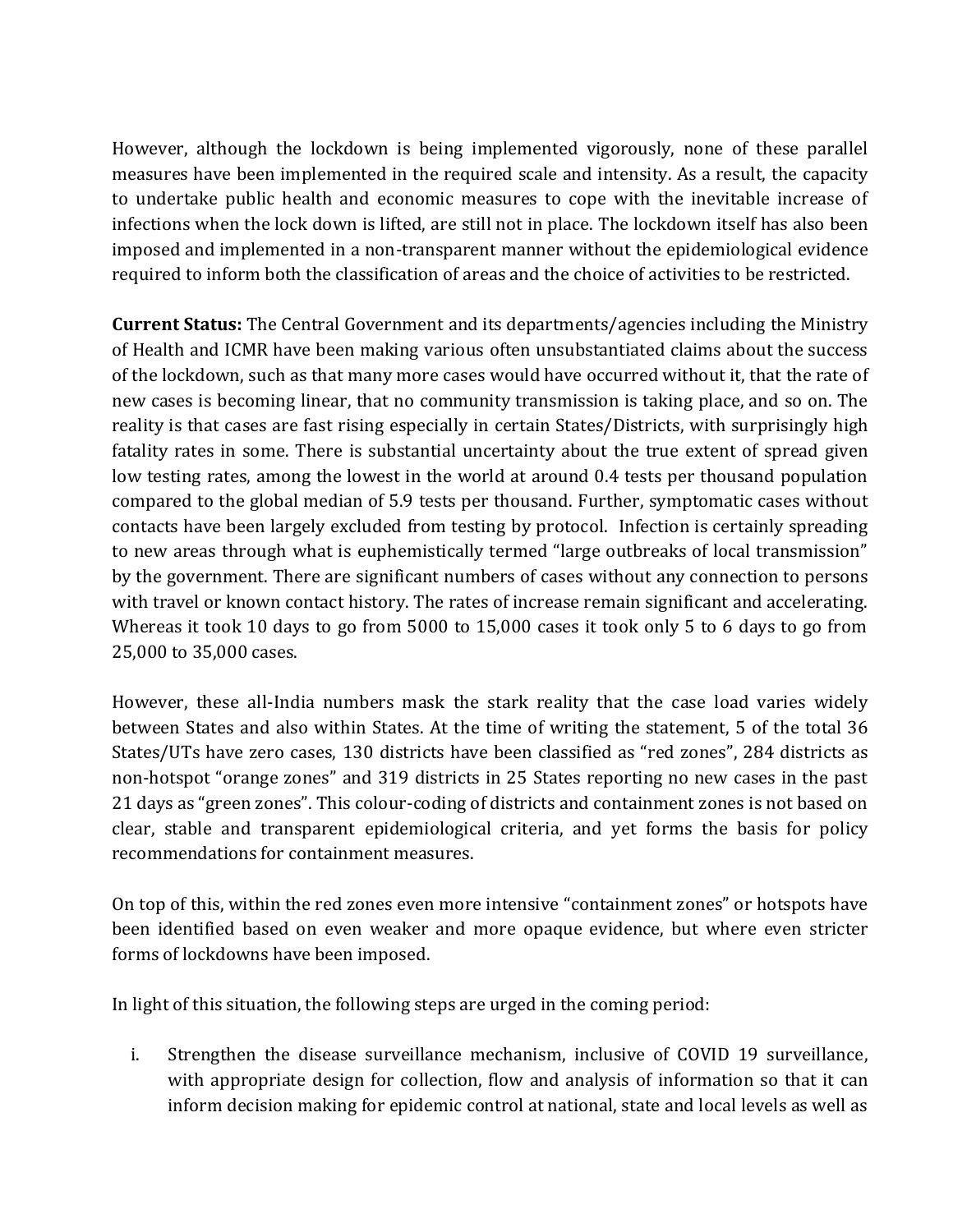However, although the lockdown is being implemented vigorously, none of these parallel measures have been implemented in the required scale and intensity. As a result, the capacity to undertake public health and economic measures to cope with the inevitable increase of infections when the lock down is lifted, are still not in place. The lockdown itself has also been imposed and implemented in a non-transparent manner without the epidemiological evidence required to inform both the classification of areas and the choice of activities to be restricted.

**Current Status:** The Central Government and its departments/agencies including the Ministry of Health and ICMR have been making various often unsubstantiated claims about the success of the lockdown, such as that many more cases would have occurred without it, that the rate of new cases is becoming linear, that no community transmission is taking place, and so on. The reality is that cases are fast rising especially in certain States/Districts, with surprisingly high fatality rates in some. There is substantial uncertainty about the true extent of spread given low testing rates, among the lowest in the world at around 0.4 tests per thousand population compared to the global median of 5.9 tests per thousand. Further, symptomatic cases without contacts have been largely excluded from testing by protocol. Infection is certainly spreading to new areas through what is euphemistically termed "large outbreaks of local transmission" by the government. There are significant numbers of cases without any connection to persons with travel or known contact history. The rates of increase remain significant and accelerating. Whereas it took 10 days to go from 5000 to 15,000 cases it took only 5 to 6 days to go from 25,000 to 35,000 cases.

However, these all-India numbers mask the stark reality that the case load varies widely between States and also within States. At the time of writing the statement, 5 of the total 36 States/UTs have zero cases, 130 districts have been classified as "red zones", 284 districts as non-hotspot "orange zones" and 319 districts in 25 States reporting no new cases in the past 21 days as "green zones". This colour-coding of districts and containment zones is not based on clear, stable and transparent epidemiological criteria, and yet forms the basis for policy recommendations for containment measures.

On top of this, within the red zones even more intensive "containment zones" or hotspots have been identified based on even weaker and more opaque evidence, but where even stricter forms of lockdowns have been imposed.

In light of this situation, the following steps are urged in the coming period:

i. Strengthen the disease surveillance mechanism, inclusive of COVID 19 surveillance, with appropriate design for collection, flow and analysis of information so that it can inform decision making for epidemic control at national, state and local levels as well as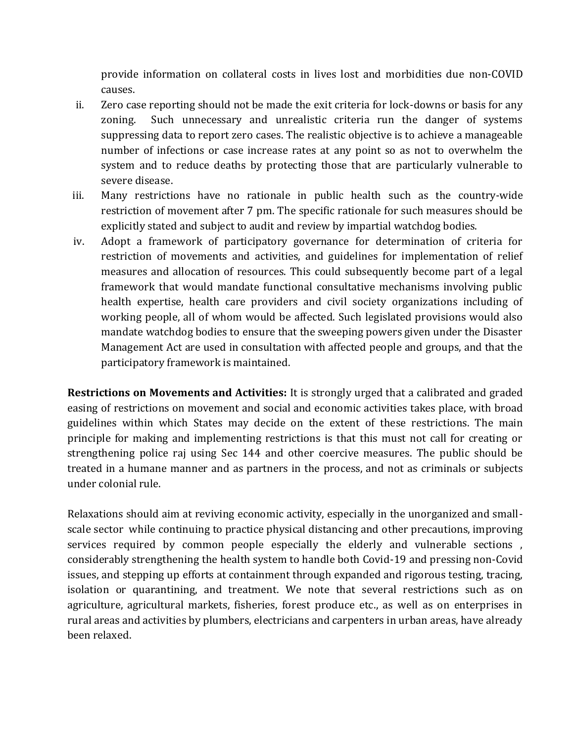provide information on collateral costs in lives lost and morbidities due non-COVID causes.

ii. Zero case reporting should not be made the exit criteria for lock-downs or basis for any zoning. Such unnecessary and unrealistic criteria run the danger of systems suppressing data to report zero cases. The realistic objective is to achieve a manageable number of infections or case increase rates at any point so as not to overwhelm the system and to reduce deaths by protecting those that are particularly vulnerable to severe disease.

iii. Many restrictions have no rationale in public health such as the country-wide restriction of movement after 7 pm. The specific rationale for such measures should be explicitly stated and subject to audit and review by impartial watchdog bodies.

iv. Adopt a framework of participatory governance for determination of criteria for restriction of movements and activities, and guidelines for implementation of relief measures and allocation of resources. This could subsequently become part of a legal framework that would mandate functional consultative mechanisms involving public health expertise, health care providers and civil society organizations including of working people, all of whom would be affected. Such legislated provisions would also mandate watchdog bodies to ensure that the sweeping powers given under the Disaster Management Act are used in consultation with affected people and groups, and that the participatory framework is maintained.

**Restrictions on Movements and Activities:** It is strongly urged that a calibrated and graded easing of restrictions on movement and social and economic activities takes place, with broad guidelines within which States may decide on the extent of these restrictions. The main principle for making and implementing restrictions is that this must not call for creating or strengthening police raj using Sec 144 and other coercive measures. The public should be treated in a humane manner and as partners in the process, and not as criminals or subjects under colonial rule.

Relaxations should aim at reviving economic activity, especially in the unorganized and small-scale sector while continuing to practice physical distancing and other precautions, improving services required by common people especially the elderly and vulnerable sections , considerably strengthening the health system to handle both Covid-19 and pressing non-Covid issues, and stepping up efforts at containment through expanded and rigorous testing, tracing, isolation or quarantining, and treatment. We note that several restrictions such as on agriculture, agricultural markets, fisheries, forest produce etc., as well as on enterprises in rural areas and activities by plumbers, electricians and carpenters in urban areas, have already been relaxed.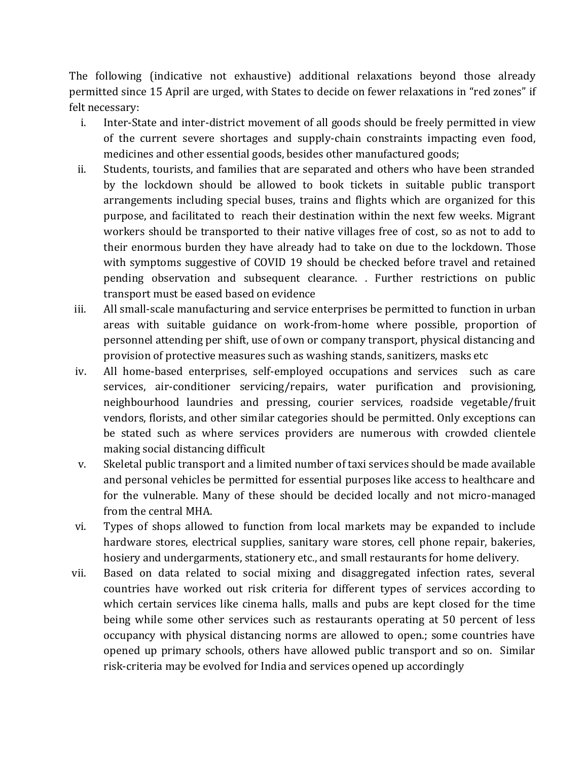The following (indicative not exhaustive) additional relaxations beyond those already permitted since 15 April are urged, with States to decide on fewer relaxations in "red zones" if felt necessary:

i. Inter-State and inter-district movement of all goods should be freely permitted in view of the current severe shortages and supply-chain constraints impacting even food, medicines and other essential goods, besides other manufactured goods;

ii. Students, tourists, and families that are separated and others who have been stranded by the lockdown should be allowed to book tickets in suitable public transport arrangements including special buses, trains and flights which are organized for this purpose, and facilitated to reach their destination within the next few weeks. Migrant workers should be transported to their native villages free of cost, so as not to add to their enormous burden they have already had to take on due to the lockdown. Those with symptoms suggestive of COVID 19 should be checked before travel and retained pending observation and subsequent clearance. . Further restrictions on public transport must be eased based on evidence

iii. All small-scale manufacturing and service enterprises be permitted to function in urban areas with suitable guidance on work-from-home where possible, proportion of personnel attending per shift, use of own or company transport, physical distancing and provision of protective measures such as washing stands, sanitizers, masks etc

iv. All home-based enterprises, self-employed occupations and services such as care services, air-conditioner servicing/repairs, water purification and provisioning, neighbourhood laundries and pressing, courier services, roadside vegetable/fruit vendors, florists, and other similar categories should be permitted. Only exceptions can be stated such as where services providers are numerous with crowded clientele making social distancing difficult

v. Skeletal public transport and a limited number of taxi services should be made available and personal vehicles be permitted for essential purposes like access to healthcare and for the vulnerable. Many of these should be decided locally and not micro-managed from the central MHA.

vi. Types of shops allowed to function from local markets may be expanded to include hardware stores, electrical supplies, sanitary ware stores, cell phone repair, bakeries, hosiery and undergarments, stationery etc., and small restaurants for home delivery.

vii. Based on data related to social mixing and disaggregated infection rates, several countries have worked out risk criteria for different types of services according to which certain services like cinema halls, malls and pubs are kept closed for the time being while some other services such as restaurants operating at 50 percent of less occupancy with physical distancing norms are allowed to open.; some countries have opened up primary schools, others have allowed public transport and so on. Similar risk-criteria may be evolved for India and services opened up accordingly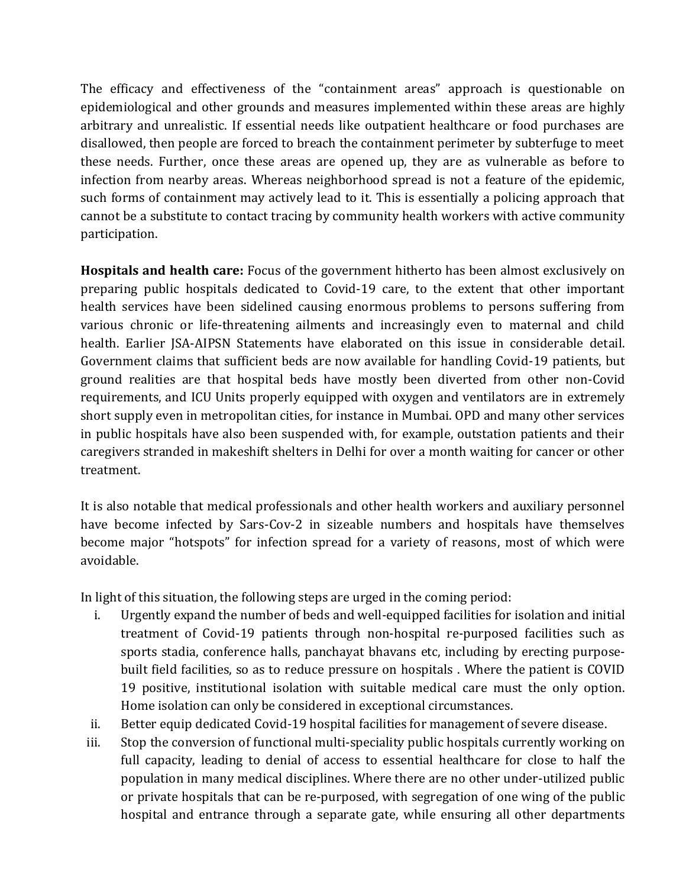The efficacy and effectiveness of the "containment areas" approach is questionable on epidemiological and other grounds and measures implemented within these areas are highly arbitrary and unrealistic. If essential needs like outpatient healthcare or food purchases are disallowed, then people are forced to breach the containment perimeter by subterfuge to meet these needs. Further, once these areas are opened up, they are as vulnerable as before to infection from nearby areas. Whereas neighborhood spread is not a feature of the epidemic, such forms of containment may actively lead to it. This is essentially a policing approach that cannot be a substitute to contact tracing by community health workers with active community participation.

**Hospitals and health care:** Focus of the government hitherto has been almost exclusively on preparing public hospitals dedicated to Covid-19 care, to the extent that other important health services have been sidelined causing enormous problems to persons suffering from various chronic or life-threatening ailments and increasingly even to maternal and child health. Earlier JSA-AIPSN Statements have elaborated on this issue in considerable detail. Government claims that sufficient beds are now available for handling Covid-19 patients, but ground realities are that hospital beds have mostly been diverted from other non-Covid requirements, and ICU Units properly equipped with oxygen and ventilators are in extremely short supply even in metropolitan cities, for instance in Mumbai. OPD and many other services in public hospitals have also been suspended with, for example, outstation patients and their caregivers stranded in makeshift shelters in Delhi for over a month waiting for cancer or other treatment.

It is also notable that medical professionals and other health workers and auxiliary personnel have become infected by Sars-Cov-2 in sizeable numbers and hospitals have themselves become major "hotspots" for infection spread for a variety of reasons, most of which were avoidable.

In light of this situation, the following steps are urged in the coming period:

i. Urgently expand the number of beds and well-equipped facilities for isolation and initial treatment of Covid-19 patients through non-hospital re-purposed facilities such as sports stadia, conference halls, panchayat bhavans etc, including by erecting purpose-built field facilities, so as to reduce pressure on hospitals . Where the patient is COVID 19 positive, institutional isolation with suitable medical care must the only option. Home isolation can only be considered in exceptional circumstances.

ii. Better equip dedicated Covid-19 hospital facilities for management of severe disease.

iii. Stop the conversion of functional multi-speciality public hospitals currently working on full capacity, leading to denial of access to essential healthcare for close to half the population in many medical disciplines. Where there are no other under-utilized public or private hospitals that can be re-purposed, with segregation of one wing of the public hospital and entrance through a separate gate, while ensuring all other departments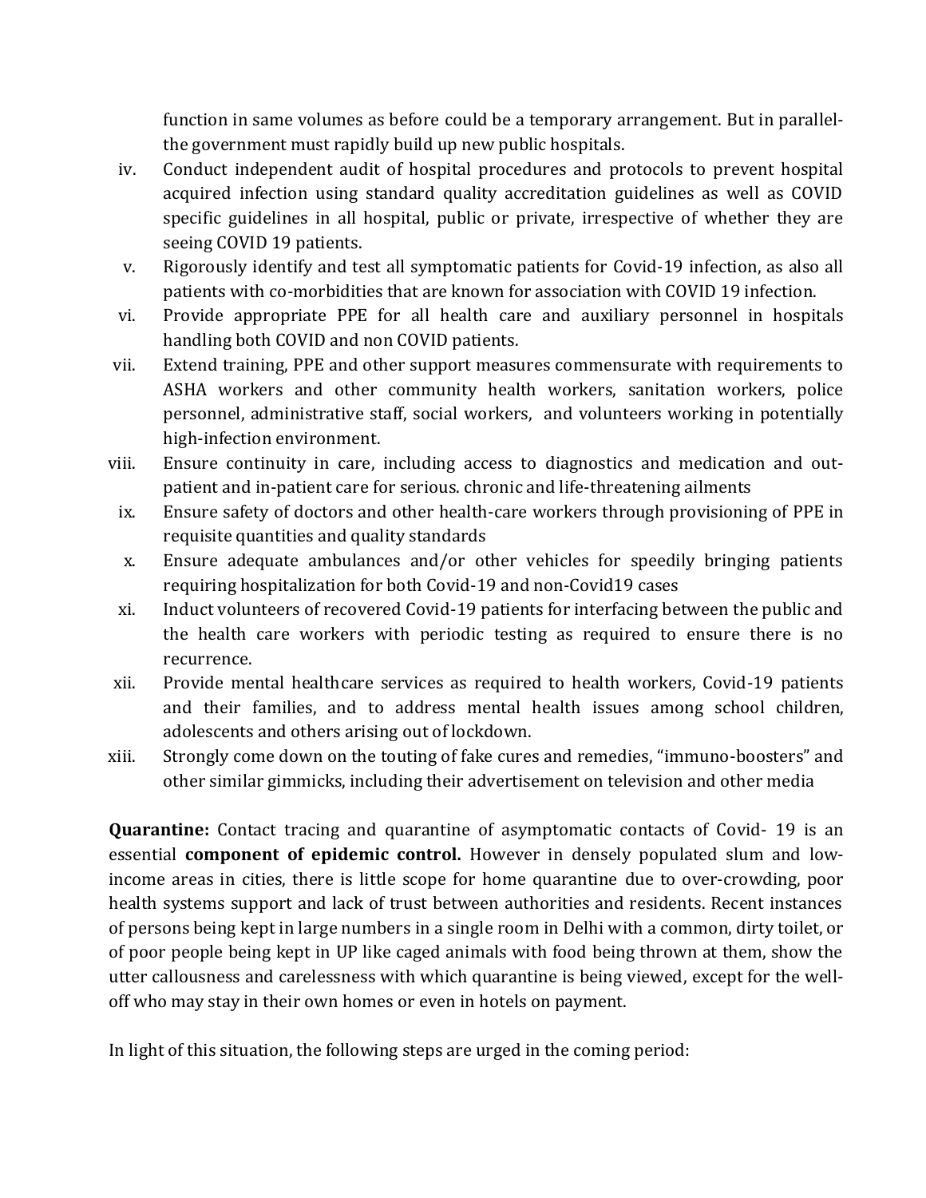function in same volumes as before could be a temporary arrangement. But in parallel- the government must rapidly build up new public hospitals.

iv. Conduct independent audit of hospital procedures and protocols to prevent hospital acquired infection using standard quality accreditation guidelines as well as COVID specific guidelines in all hospital, public or private, irrespective of whether they are seeing COVID 19 patients.
v. Rigorously identify and test all symptomatic patients for Covid-19 infection, as also all patients with co-morbidities that are known for association with COVID 19 infection.
vi. Provide appropriate PPE for all health care and auxiliary personnel in hospitals handling both COVID and non COVID patients.
vii. Extend training, PPE and other support measures commensurate with requirements to ASHA workers and other community health workers, sanitation workers, police personnel, administrative staff, social workers, and volunteers working in potentially high-infection environment.
viii. Ensure continuity in care, including access to diagnostics and medication and out-patient and in-patient care for serious. chronic and life-threatening ailments
ix. Ensure safety of doctors and other health-care workers through provisioning of PPE in requisite quantities and quality standards
x. Ensure adequate ambulances and/or other vehicles for speedily bringing patients requiring hospitalization for both Covid-19 and non-Covid19 cases
xi. Induct volunteers of recovered Covid-19 patients for interfacing between the public and the health care workers with periodic testing as required to ensure there is no recurrence.
xii. Provide mental healthcare services as required to health workers, Covid-19 patients and their families, and to address mental health issues among school children, adolescents and others arising out of lockdown.
xiii. Strongly come down on the touting of fake cures and remedies, "immuno-boosters" and other similar gimmicks, including their advertisement on television and other media

**Quarantine:** Contact tracing and quarantine of asymptomatic contacts of Covid- 19 is an essential **component of epidemic control.** However in densely populated slum and low-income areas in cities, there is little scope for home quarantine due to over-crowding, poor health systems support and lack of trust between authorities and residents. Recent instances of persons being kept in large numbers in a single room in Delhi with a common, dirty toilet, or of poor people being kept in UP like caged animals with food being thrown at them, show the utter callousness and carelessness with which quarantine is being viewed, except for the well-off who may stay in their own homes or even in hotels on payment.

In light of this situation, the following steps are urged in the coming period: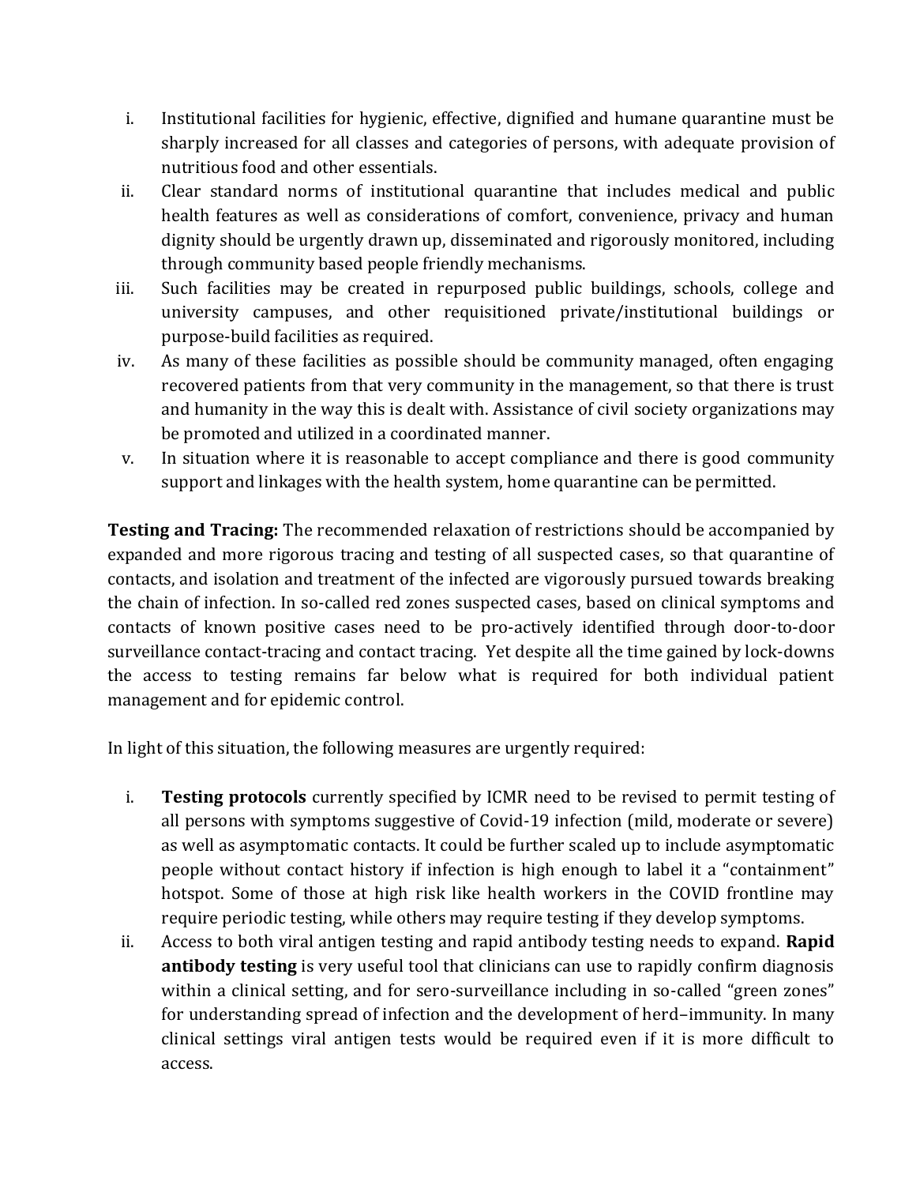i. Institutional facilities for hygienic, effective, dignified and humane quarantine must be sharply increased for all classes and categories of persons, with adequate provision of nutritious food and other essentials.
ii. Clear standard norms of institutional quarantine that includes medical and public health features as well as considerations of comfort, convenience, privacy and human dignity should be urgently drawn up, disseminated and rigorously monitored, including through community based people friendly mechanisms.
iii. Such facilities may be created in repurposed public buildings, schools, college and university campuses, and other requisitioned private/institutional buildings or purpose-build facilities as required.
iv. As many of these facilities as possible should be community managed, often engaging recovered patients from that very community in the management, so that there is trust and humanity in the way this is dealt with. Assistance of civil society organizations may be promoted and utilized in a coordinated manner.
v. In situation where it is reasonable to accept compliance and there is good community support and linkages with the health system, home quarantine can be permitted.

**Testing and Tracing:** The recommended relaxation of restrictions should be accompanied by expanded and more rigorous tracing and testing of all suspected cases, so that quarantine of contacts, and isolation and treatment of the infected are vigorously pursued towards breaking the chain of infection. In so-called red zones suspected cases, based on clinical symptoms and contacts of known positive cases need to be pro-actively identified through door-to-door surveillance contact-tracing and contact tracing. Yet despite all the time gained by lock-downs the access to testing remains far below what is required for both individual patient management and for epidemic control.

In light of this situation, the following measures are urgently required:

i. **Testing protocols** currently specified by ICMR need to be revised to permit testing of all persons with symptoms suggestive of Covid-19 infection (mild, moderate or severe) as well as asymptomatic contacts. It could be further scaled up to include asymptomatic people without contact history if infection is high enough to label it a "containment" hotspot. Some of those at high risk like health workers in the COVID frontline may require periodic testing, while others may require testing if they develop symptoms.
ii. Access to both viral antigen testing and rapid antibody testing needs to expand. **Rapid antibody testing** is very useful tool that clinicians can use to rapidly confirm diagnosis within a clinical setting, and for sero-surveillance including in so-called "green zones" for understanding spread of infection and the development of herd–immunity. In many clinical settings viral antigen tests would be required even if it is more difficult to access.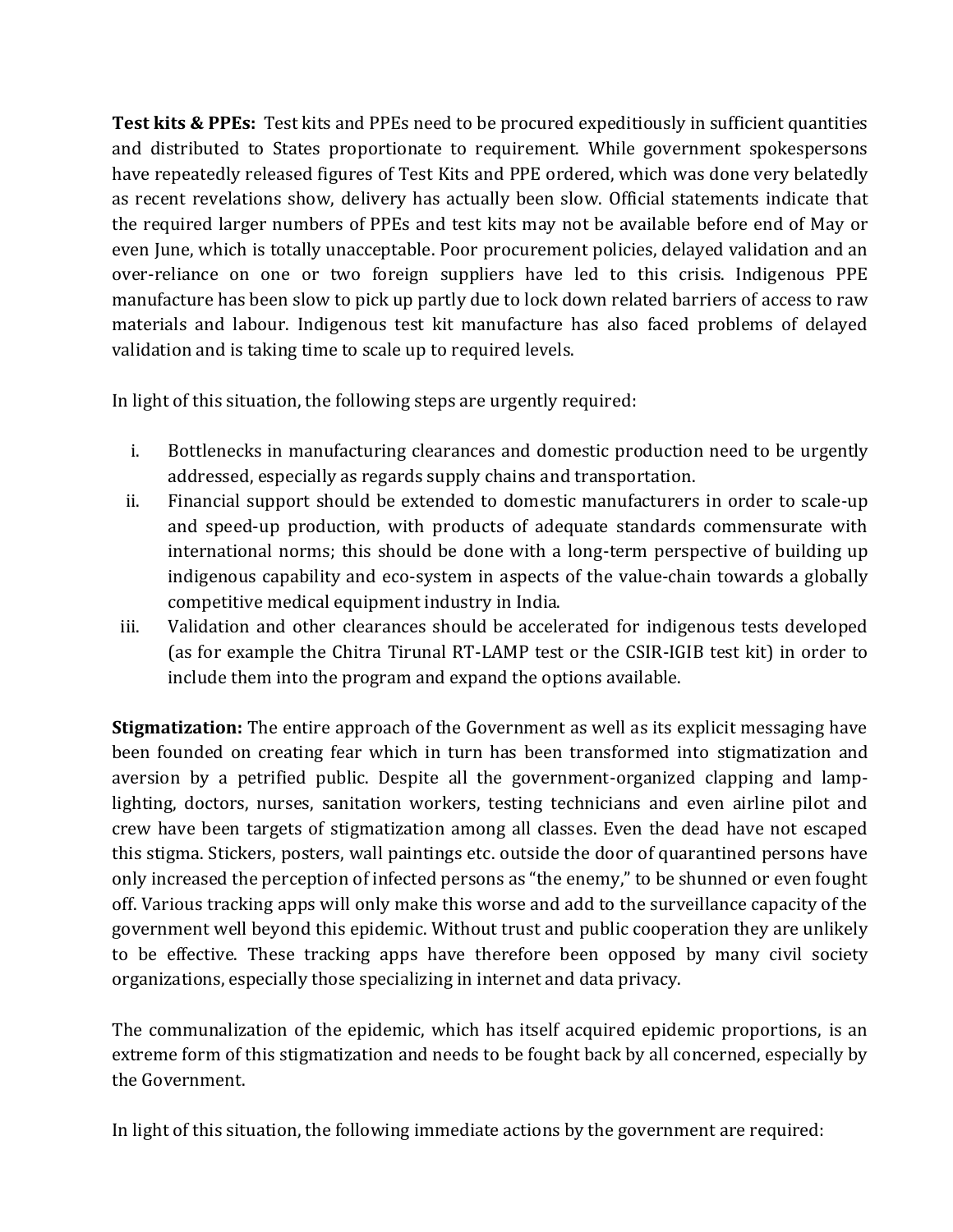**Test kits & PPEs:** Test kits and PPEs need to be procured expeditiously in sufficient quantities and distributed to States proportionate to requirement. While government spokespersons have repeatedly released figures of Test Kits and PPE ordered, which was done very belatedly as recent revelations show, delivery has actually been slow. Official statements indicate that the required larger numbers of PPEs and test kits may not be available before end of May or even June, which is totally unacceptable. Poor procurement policies, delayed validation and an over-reliance on one or two foreign suppliers have led to this crisis. Indigenous PPE manufacture has been slow to pick up partly due to lock down related barriers of access to raw materials and labour. Indigenous test kit manufacture has also faced problems of delayed validation and is taking time to scale up to required levels.

In light of this situation, the following steps are urgently required:

i. Bottlenecks in manufacturing clearances and domestic production need to be urgently addressed, especially as regards supply chains and transportation.
ii. Financial support should be extended to domestic manufacturers in order to scale-up and speed-up production, with products of adequate standards commensurate with international norms; this should be done with a long-term perspective of building up indigenous capability and eco-system in aspects of the value-chain towards a globally competitive medical equipment industry in India.
iii. Validation and other clearances should be accelerated for indigenous tests developed (as for example the Chitra Tirunal RT-LAMP test or the CSIR-IGIB test kit) in order to include them into the program and expand the options available.

**Stigmatization:** The entire approach of the Government as well as its explicit messaging have been founded on creating fear which in turn has been transformed into stigmatization and aversion by a petrified public. Despite all the government-organized clapping and lamp-lighting, doctors, nurses, sanitation workers, testing technicians and even airline pilot and crew have been targets of stigmatization among all classes. Even the dead have not escaped this stigma. Stickers, posters, wall paintings etc. outside the door of quarantined persons have only increased the perception of infected persons as "the enemy," to be shunned or even fought off. Various tracking apps will only make this worse and add to the surveillance capacity of the government well beyond this epidemic. Without trust and public cooperation they are unlikely to be effective. These tracking apps have therefore been opposed by many civil society organizations, especially those specializing in internet and data privacy.

The communalization of the epidemic, which has itself acquired epidemic proportions, is an extreme form of this stigmatization and needs to be fought back by all concerned, especially by the Government.

In light of this situation, the following immediate actions by the government are required: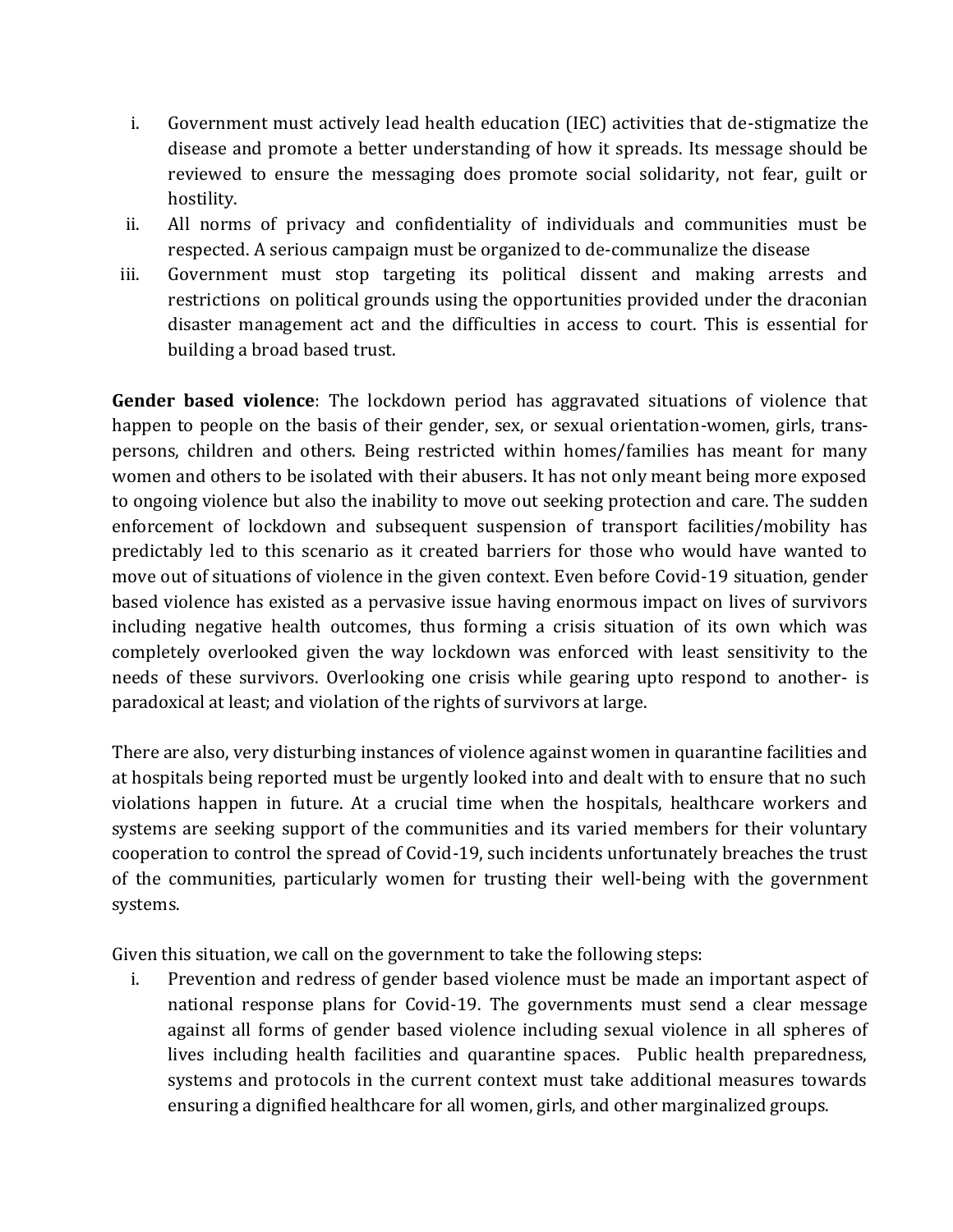i. Government must actively lead health education (IEC) activities that de-stigmatize the disease and promote a better understanding of how it spreads. Its message should be reviewed to ensure the messaging does promote social solidarity, not fear, guilt or hostility.
ii. All norms of privacy and confidentiality of individuals and communities must be respected. A serious campaign must be organized to de-communalize the disease
iii. Government must stop targeting its political dissent and making arrests and restrictions on political grounds using the opportunities provided under the draconian disaster management act and the difficulties in access to court. This is essential for building a broad based trust.

**Gender based violence**: The lockdown period has aggravated situations of violence that happen to people on the basis of their gender, sex, or sexual orientation-women, girls, trans-persons, children and others. Being restricted within homes/families has meant for many women and others to be isolated with their abusers. It has not only meant being more exposed to ongoing violence but also the inability to move out seeking protection and care. The sudden enforcement of lockdown and subsequent suspension of transport facilities/mobility has predictably led to this scenario as it created barriers for those who would have wanted to move out of situations of violence in the given context. Even before Covid-19 situation, gender based violence has existed as a pervasive issue having enormous impact on lives of survivors including negative health outcomes, thus forming a crisis situation of its own which was completely overlooked given the way lockdown was enforced with least sensitivity to the needs of these survivors. Overlooking one crisis while gearing upto respond to another- is paradoxical at least; and violation of the rights of survivors at large.

There are also, very disturbing instances of violence against women in quarantine facilities and at hospitals being reported must be urgently looked into and dealt with to ensure that no such violations happen in future. At a crucial time when the hospitals, healthcare workers and systems are seeking support of the communities and its varied members for their voluntary cooperation to control the spread of Covid-19, such incidents unfortunately breaches the trust of the communities, particularly women for trusting their well-being with the government systems.

Given this situation, we call on the government to take the following steps:

i. Prevention and redress of gender based violence must be made an important aspect of national response plans for Covid-19. The governments must send a clear message against all forms of gender based violence including sexual violence in all spheres of lives including health facilities and quarantine spaces. Public health preparedness, systems and protocols in the current context must take additional measures towards ensuring a dignified healthcare for all women, girls, and other marginalized groups.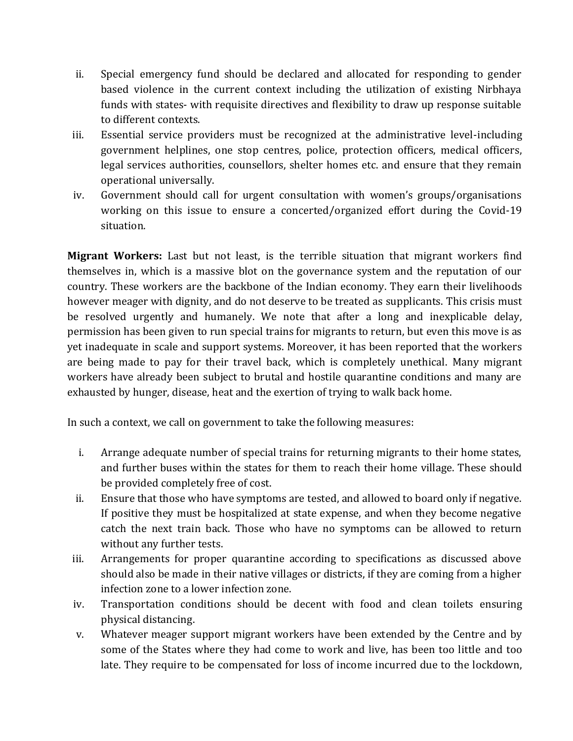ii. Special emergency fund should be declared and allocated for responding to gender based violence in the current context including the utilization of existing Nirbhaya funds with states- with requisite directives and flexibility to draw up response suitable to different contexts.
iii. Essential service providers must be recognized at the administrative level-including government helplines, one stop centres, police, protection officers, medical officers, legal services authorities, counsellors, shelter homes etc. and ensure that they remain operational universally.
iv. Government should call for urgent consultation with women's groups/organisations working on this issue to ensure a concerted/organized effort during the Covid-19 situation.

**Migrant Workers:** Last but not least, is the terrible situation that migrant workers find themselves in, which is a massive blot on the governance system and the reputation of our country. These workers are the backbone of the Indian economy. They earn their livelihoods however meager with dignity, and do not deserve to be treated as supplicants. This crisis must be resolved urgently and humanely. We note that after a long and inexplicable delay, permission has been given to run special trains for migrants to return, but even this move is as yet inadequate in scale and support systems. Moreover, it has been reported that the workers are being made to pay for their travel back, which is completely unethical. Many migrant workers have already been subject to brutal and hostile quarantine conditions and many are exhausted by hunger, disease, heat and the exertion of trying to walk back home.

In such a context, we call on government to take the following measures:

i. Arrange adequate number of special trains for returning migrants to their home states, and further buses within the states for them to reach their home village. These should be provided completely free of cost.
ii. Ensure that those who have symptoms are tested, and allowed to board only if negative. If positive they must be hospitalized at state expense, and when they become negative catch the next train back. Those who have no symptoms can be allowed to return without any further tests.
iii. Arrangements for proper quarantine according to specifications as discussed above should also be made in their native villages or districts, if they are coming from a higher infection zone to a lower infection zone.
iv. Transportation conditions should be decent with food and clean toilets ensuring physical distancing.
v. Whatever meager support migrant workers have been extended by the Centre and by some of the States where they had come to work and live, has been too little and too late. They require to be compensated for loss of income incurred due to the lockdown,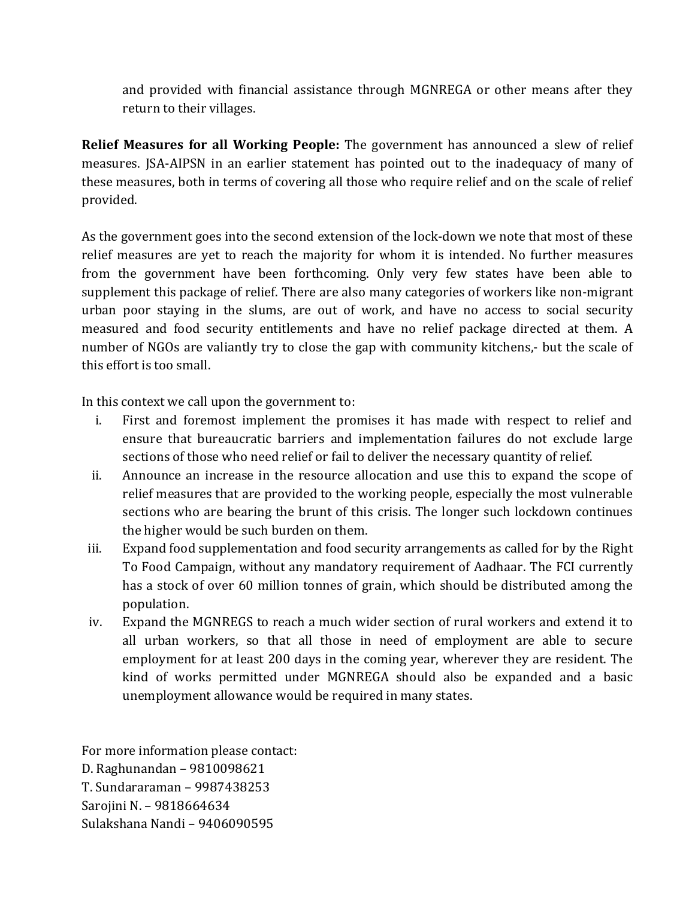and provided with financial assistance through MGNREGA or other means after they return to their villages.

**Relief Measures for all Working People:** The government has announced a slew of relief measures. JSA-AIPSN in an earlier statement has pointed out to the inadequacy of many of these measures, both in terms of covering all those who require relief and on the scale of relief provided.

As the government goes into the second extension of the lock-down we note that most of these relief measures are yet to reach the majority for whom it is intended. No further measures from the government have been forthcoming. Only very few states have been able to supplement this package of relief. There are also many categories of workers like non-migrant urban poor staying in the slums, are out of work, and have no access to social security measured and food security entitlements and have no relief package directed at them. A number of NGOs are valiantly try to close the gap with community kitchens,- but the scale of this effort is too small.

In this context we call upon the government to:

i. First and foremost implement the promises it has made with respect to relief and ensure that bureaucratic barriers and implementation failures do not exclude large sections of those who need relief or fail to deliver the necessary quantity of relief.
ii. Announce an increase in the resource allocation and use this to expand the scope of relief measures that are provided to the working people, especially the most vulnerable sections who are bearing the brunt of this crisis. The longer such lockdown continues the higher would be such burden on them.
iii. Expand food supplementation and food security arrangements as called for by the Right To Food Campaign, without any mandatory requirement of Aadhaar. The FCI currently has a stock of over 60 million tonnes of grain, which should be distributed among the population.
iv. Expand the MGNREGS to reach a much wider section of rural workers and extend it to all urban workers, so that all those in need of employment are able to secure employment for at least 200 days in the coming year, wherever they are resident. The kind of works permitted under MGNREGA should also be expanded and a basic unemployment allowance would be required in many states.

For more information please contact:
D. Raghunandan – 9810098621
T. Sundararaman – 9987438253
Sarojini N. – 9818664634
Sulakshana Nandi – 9406090595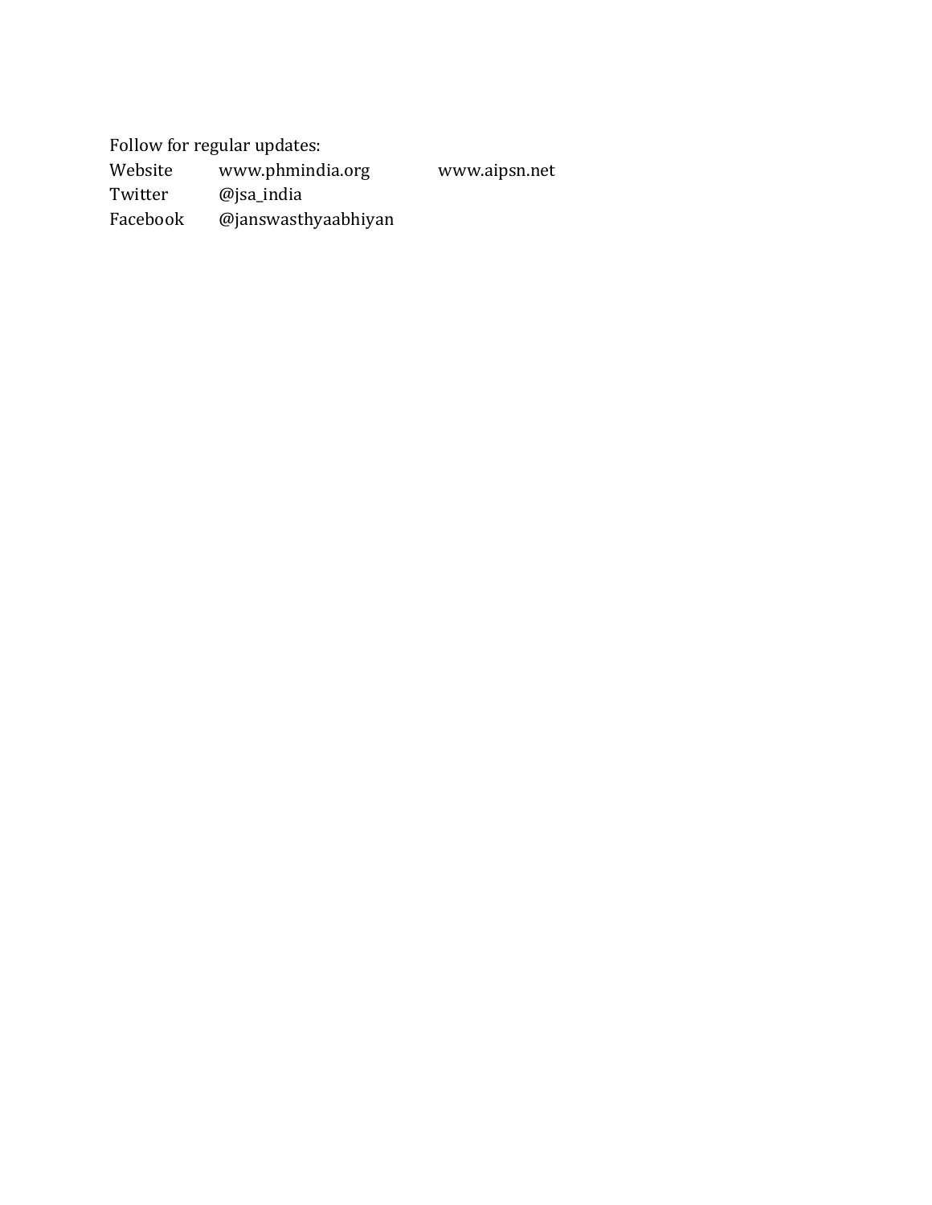Follow for regular updates:

| | | |
|---|---|---|
| Website | www.phmindia.org | www.aipsn.net |
| Twitter | @jsa_india | |
| Facebook | @janswasthyaabhiyan | |